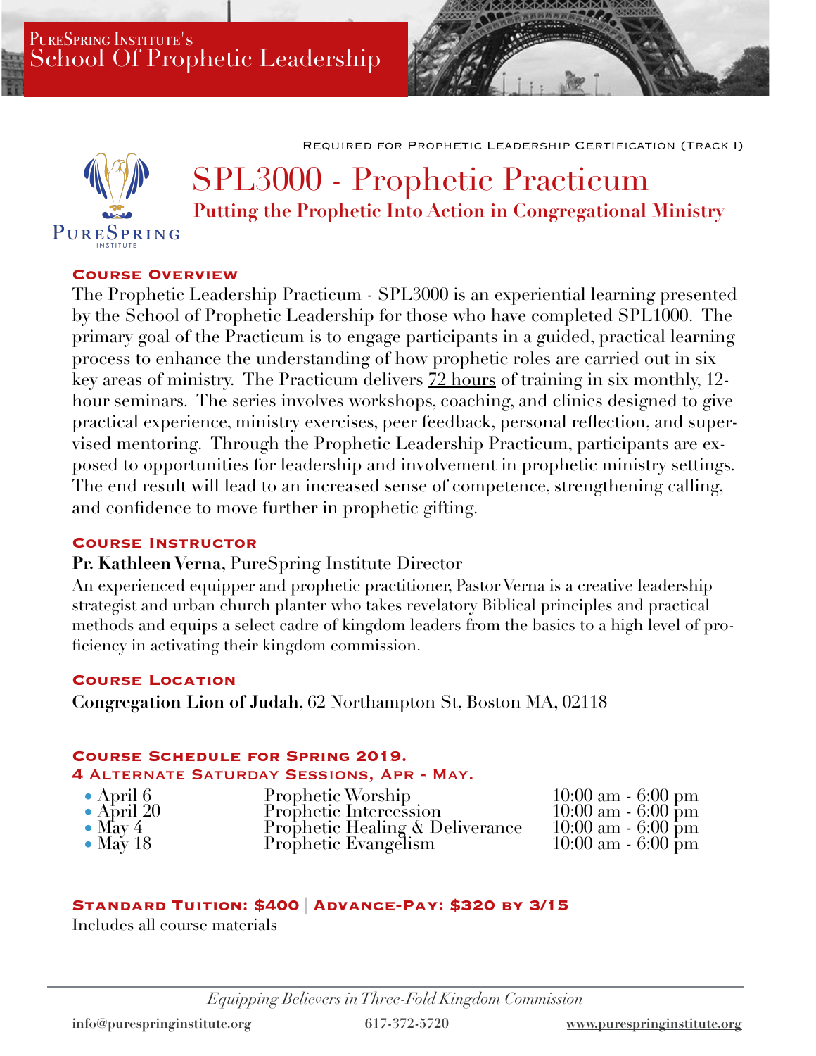PureSpring Institute's
School Of Prophetic Leadership

Required for Prophetic Leadership Certification (Track I)

# SPL3000 - Prophetic Practicum

## Putting the Prophetic Into Action in Congregational Ministry

### Course Overview

The Prophetic Leadership Practicum - SPL3000 is an experiential learning presented by the School of Prophetic Leadership for those who have completed SPL1000. The primary goal of the Practicum is to engage participants in a guided, practical learning process to enhance the understanding of how prophetic roles are carried out in six key areas of ministry. The Practicum delivers 72 hours of training in six monthly, 12-hour seminars. The series involves workshops, coaching, and clinics designed to give practical experience, ministry exercises, peer feedback, personal reflection, and supervised mentoring. Through the Prophetic Leadership Practicum, participants are exposed to opportunities for leadership and involvement in prophetic ministry settings. The end result will lead to an increased sense of competence, strengthening calling, and confidence to move further in prophetic gifting.

### Course Instructor

**Pr. Kathleen Verna**, PureSpring Institute Director

An experienced equipper and prophetic practitioner, Pastor Verna is a creative leadership strategist and urban church planter who takes revelatory Biblical principles and practical methods and equips a select cadre of kingdom leaders from the basics to a high level of proficiency in activating their kingdom commission.

### Course Location

**Congregation Lion of Judah**, 62 Northampton St, Boston MA, 02118

### Course Schedule for Spring 2019.
### 4 Alternate Saturday Sessions, Apr - May.

- April 6 — Prophetic Worship — 10:00 am - 6:00 pm
- April 20 — Prophetic Intercession — 10:00 am - 6:00 pm
- May 4 — Prophetic Healing & Deliverance — 10:00 am - 6:00 pm
- May 18 — Prophetic Evangelism — 10:00 am - 6:00 pm

### Standard Tuition: $400 | Advance-Pay: $320 by 3/15

Includes all course materials

*Equipping Believers in Three-Fold Kingdom Commission*

info@purespringinstitute.org 617-372-5720 www.purespringinstitute.org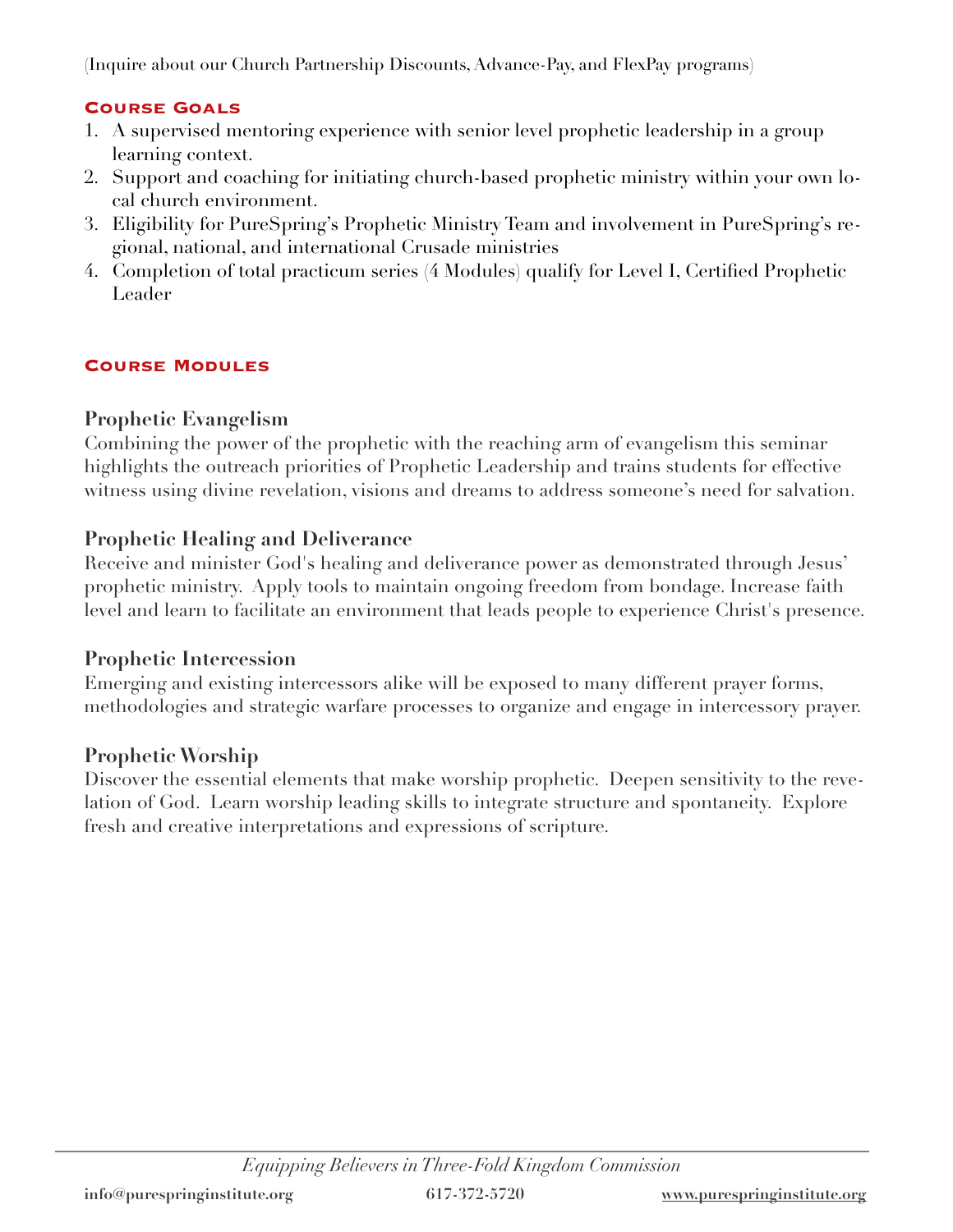(Inquire about our Church Partnership Discounts, Advance-Pay, and FlexPay programs)

## Course Goals

1. A supervised mentoring experience with senior level prophetic leadership in a group learning context.
2. Support and coaching for initiating church-based prophetic ministry within your own local church environment.
3. Eligibility for PureSpring's Prophetic Ministry Team and involvement in PureSpring's regional, national, and international Crusade ministries
4. Completion of total practicum series (4 Modules) qualify for Level I, Certified Prophetic Leader

## Course Modules

### Prophetic Evangelism

Combining the power of the prophetic with the reaching arm of evangelism this seminar highlights the outreach priorities of Prophetic Leadership and trains students for effective witness using divine revelation, visions and dreams to address someone's need for salvation.

### Prophetic Healing and Deliverance

Receive and minister God's healing and deliverance power as demonstrated through Jesus' prophetic ministry. Apply tools to maintain ongoing freedom from bondage. Increase faith level and learn to facilitate an environment that leads people to experience Christ's presence.

### Prophetic Intercession

Emerging and existing intercessors alike will be exposed to many different prayer forms, methodologies and strategic warfare processes to organize and engage in intercessory prayer.

### Prophetic Worship

Discover the essential elements that make worship prophetic. Deepen sensitivity to the revelation of God. Learn worship leading skills to integrate structure and spontaneity. Explore fresh and creative interpretations and expressions of scripture.